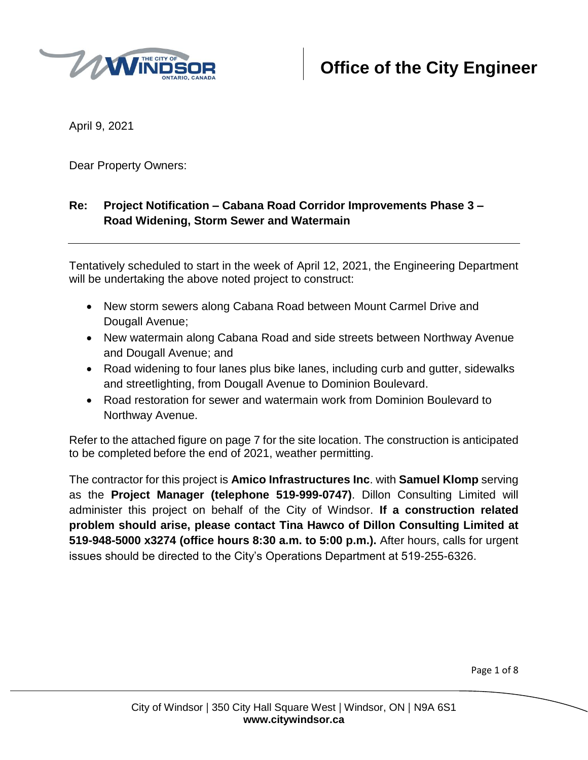# Office of the City Engineer

April 9, 2021

Dear Property Owners:

**Re: Project Notification – Cabana Road Corridor Improvements Phase 3 – Road Widening, Storm Sewer and Watermain**

---

Tentatively scheduled to start in the week of April 12, 2021, the Engineering Department will be undertaking the above noted project to construct:

- New storm sewers along Cabana Road between Mount Carmel Drive and Dougall Avenue;
- New watermain along Cabana Road and side streets between Northway Avenue and Dougall Avenue; and
- Road widening to four lanes plus bike lanes, including curb and gutter, sidewalks and streetlighting, from Dougall Avenue to Dominion Boulevard.
- Road restoration for sewer and watermain work from Dominion Boulevard to Northway Avenue.

Refer to the attached figure on page 7 for the site location. The construction is anticipated to be completed before the end of 2021, weather permitting.

The contractor for this project is **Amico Infrastructures Inc**. with **Samuel Klomp** serving as the **Project Manager (telephone 519-999-0747)**. Dillon Consulting Limited will administer this project on behalf of the City of Windsor. **If a construction related problem should arise, please contact Tina Hawco of Dillon Consulting Limited at 519-948-5000 x3274 (office hours 8:30 a.m. to 5:00 p.m.).** After hours, calls for urgent issues should be directed to the City's Operations Department at 519-255-6326.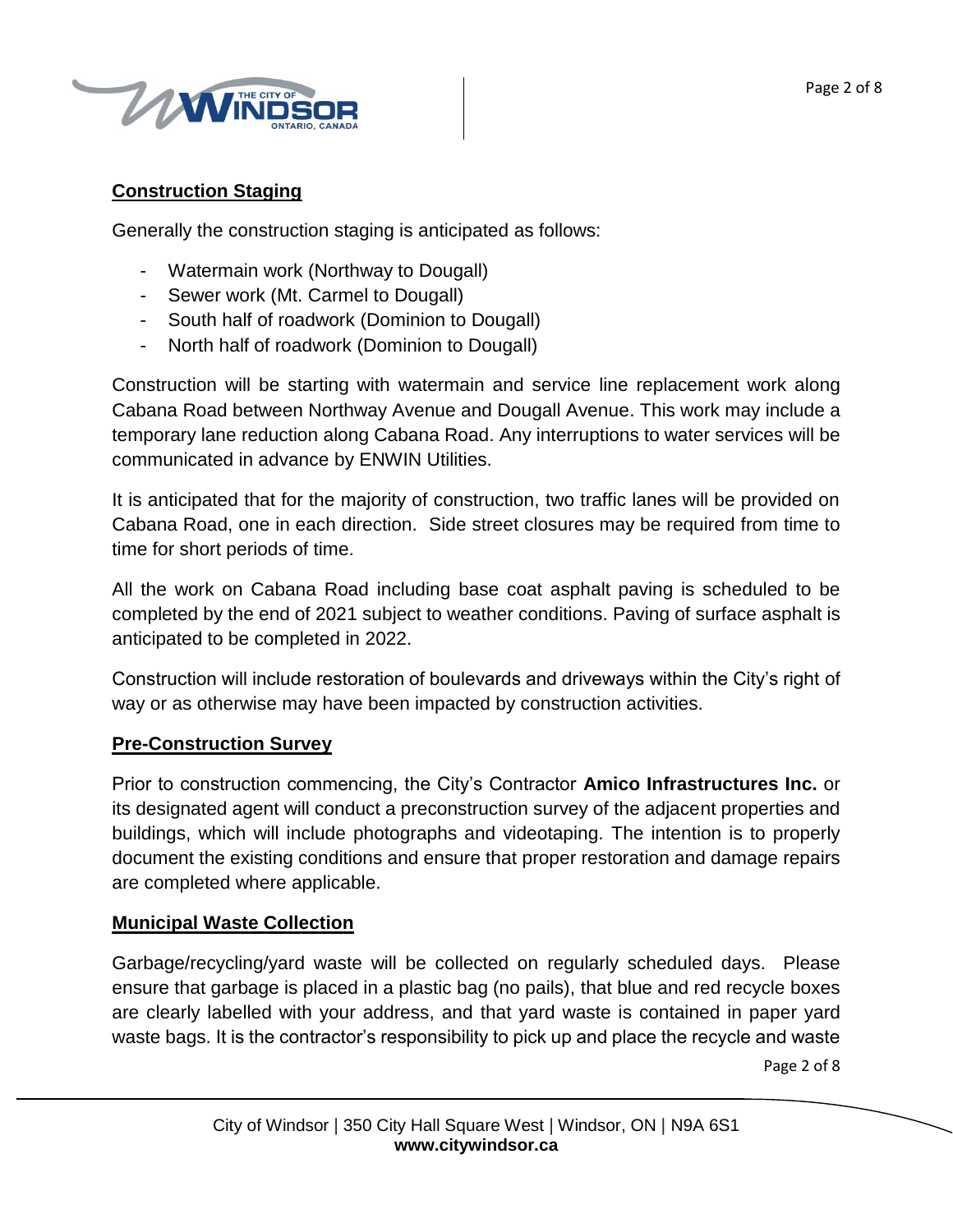## Construction Staging

Generally the construction staging is anticipated as follows:

- Watermain work (Northway to Dougall)
- Sewer work (Mt. Carmel to Dougall)
- South half of roadwork (Dominion to Dougall)
- North half of roadwork (Dominion to Dougall)

Construction will be starting with watermain and service line replacement work along Cabana Road between Northway Avenue and Dougall Avenue. This work may include a temporary lane reduction along Cabana Road. Any interruptions to water services will be communicated in advance by ENWIN Utilities.

It is anticipated that for the majority of construction, two traffic lanes will be provided on Cabana Road, one in each direction. Side street closures may be required from time to time for short periods of time.

All the work on Cabana Road including base coat asphalt paving is scheduled to be completed by the end of 2021 subject to weather conditions. Paving of surface asphalt is anticipated to be completed in 2022.

Construction will include restoration of boulevards and driveways within the City's right of way or as otherwise may have been impacted by construction activities.

## Pre-Construction Survey

Prior to construction commencing, the City's Contractor **Amico Infrastructures Inc.** or its designated agent will conduct a preconstruction survey of the adjacent properties and buildings, which will include photographs and videotaping. The intention is to properly document the existing conditions and ensure that proper restoration and damage repairs are completed where applicable.

## Municipal Waste Collection

Garbage/recycling/yard waste will be collected on regularly scheduled days. Please ensure that garbage is placed in a plastic bag (no pails), that blue and red recycle boxes are clearly labelled with your address, and that yard waste is contained in paper yard waste bags. It is the contractor's responsibility to pick up and place the recycle and waste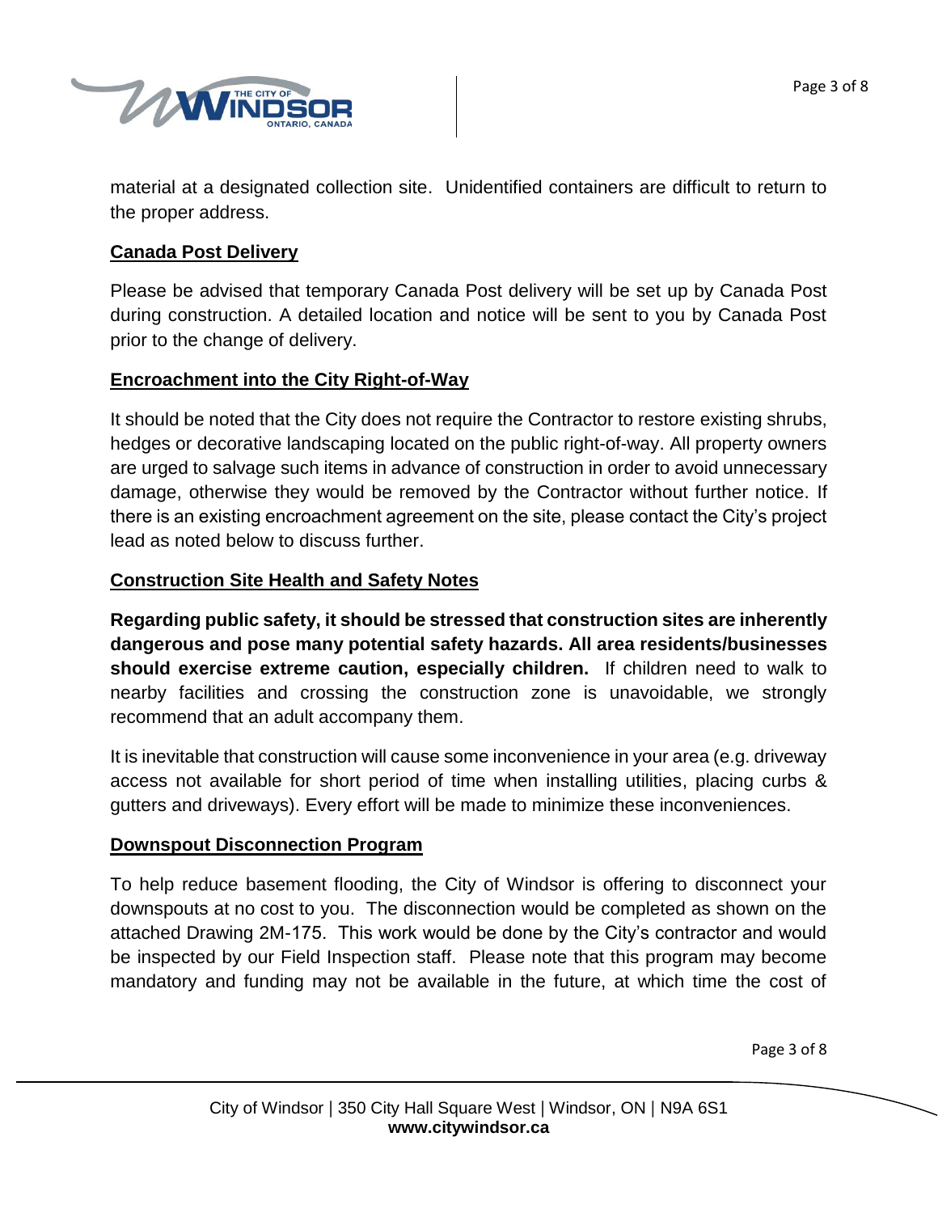material at a designated collection site. Unidentified containers are difficult to return to the proper address.

## Canada Post Delivery

Please be advised that temporary Canada Post delivery will be set up by Canada Post during construction. A detailed location and notice will be sent to you by Canada Post prior to the change of delivery.

## Encroachment into the City Right-of-Way

It should be noted that the City does not require the Contractor to restore existing shrubs, hedges or decorative landscaping located on the public right-of-way. All property owners are urged to salvage such items in advance of construction in order to avoid unnecessary damage, otherwise they would be removed by the Contractor without further notice. If there is an existing encroachment agreement on the site, please contact the City's project lead as noted below to discuss further.

## Construction Site Health and Safety Notes

**Regarding public safety, it should be stressed that construction sites are inherently dangerous and pose many potential safety hazards. All area residents/businesses should exercise extreme caution, especially children.** If children need to walk to nearby facilities and crossing the construction zone is unavoidable, we strongly recommend that an adult accompany them.

It is inevitable that construction will cause some inconvenience in your area (e.g. driveway access not available for short period of time when installing utilities, placing curbs & gutters and driveways). Every effort will be made to minimize these inconveniences.

## Downspout Disconnection Program

To help reduce basement flooding, the City of Windsor is offering to disconnect your downspouts at no cost to you. The disconnection would be completed as shown on the attached Drawing 2M-175. This work would be done by the City's contractor and would be inspected by our Field Inspection staff. Please note that this program may become mandatory and funding may not be available in the future, at which time the cost of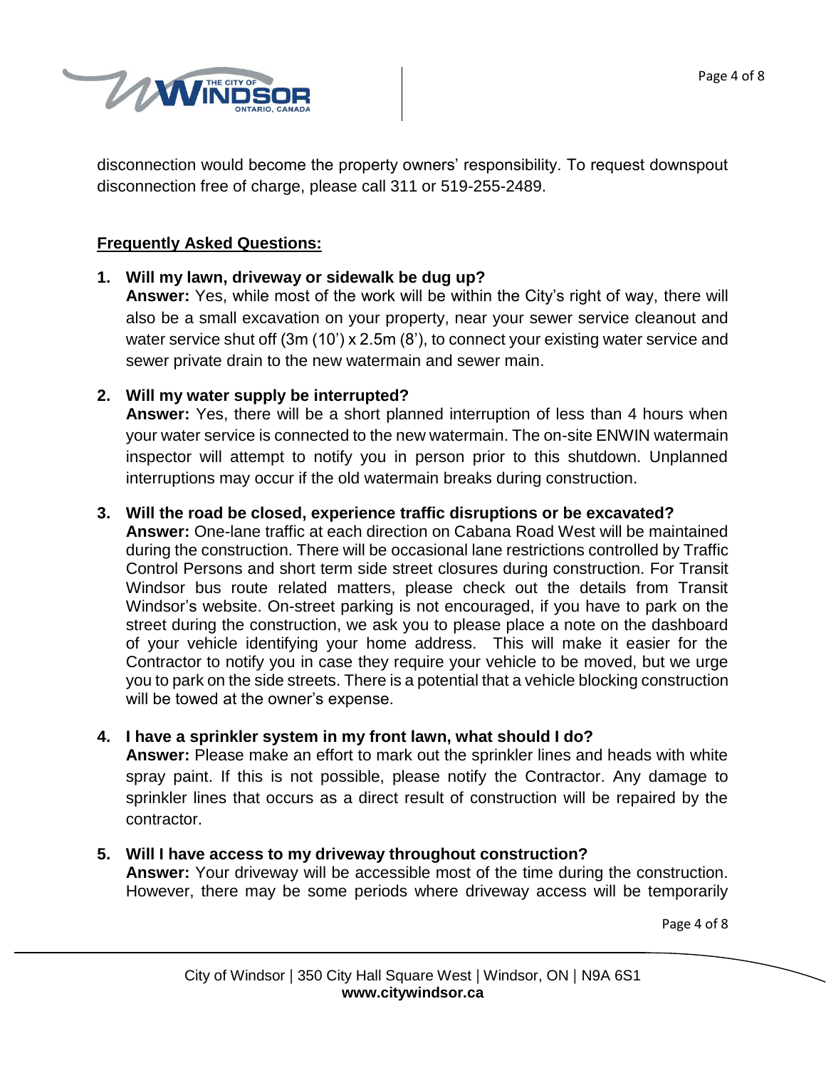disconnection would become the property owners' responsibility. To request downspout disconnection free of charge, please call 311 or 519-255-2489.

**Frequently Asked Questions:**

1. **Will my lawn, driveway or sidewalk be dug up?**
   **Answer:** Yes, while most of the work will be within the City's right of way, there will also be a small excavation on your property, near your sewer service cleanout and water service shut off (3m (10') x 2.5m (8'), to connect your existing water service and sewer private drain to the new watermain and sewer main.

2. **Will my water supply be interrupted?**
   **Answer:** Yes, there will be a short planned interruption of less than 4 hours when your water service is connected to the new watermain. The on-site ENWIN watermain inspector will attempt to notify you in person prior to this shutdown. Unplanned interruptions may occur if the old watermain breaks during construction.

3. **Will the road be closed, experience traffic disruptions or be excavated?**
   **Answer:** One-lane traffic at each direction on Cabana Road West will be maintained during the construction. There will be occasional lane restrictions controlled by Traffic Control Persons and short term side street closures during construction. For Transit Windsor bus route related matters, please check out the details from Transit Windsor's website. On-street parking is not encouraged, if you have to park on the street during the construction, we ask you to please place a note on the dashboard of your vehicle identifying your home address. This will make it easier for the Contractor to notify you in case they require your vehicle to be moved, but we urge you to park on the side streets. There is a potential that a vehicle blocking construction will be towed at the owner's expense.

4. **I have a sprinkler system in my front lawn, what should I do?**
   **Answer:** Please make an effort to mark out the sprinkler lines and heads with white spray paint. If this is not possible, please notify the Contractor. Any damage to sprinkler lines that occurs as a direct result of construction will be repaired by the contractor.

5. **Will I have access to my driveway throughout construction?**
   **Answer:** Your driveway will be accessible most of the time during the construction. However, there may be some periods where driveway access will be temporarily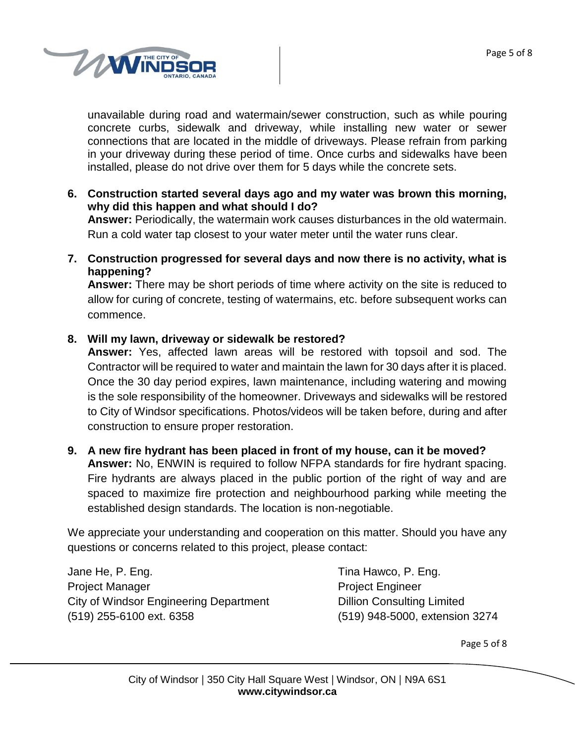unavailable during road and watermain/sewer construction, such as while pouring concrete curbs, sidewalk and driveway, while installing new water or sewer connections that are located in the middle of driveways. Please refrain from parking in your driveway during these period of time. Once curbs and sidewalks have been installed, please do not drive over them for 5 days while the concrete sets.

6. **Construction started several days ago and my water was brown this morning, why did this happen and what should I do?**
   **Answer:** Periodically, the watermain work causes disturbances in the old watermain. Run a cold water tap closest to your water meter until the water runs clear.

7. **Construction progressed for several days and now there is no activity, what is happening?**
   **Answer:** There may be short periods of time where activity on the site is reduced to allow for curing of concrete, testing of watermains, etc. before subsequent works can commence.

8. **Will my lawn, driveway or sidewalk be restored?**
   **Answer:** Yes, affected lawn areas will be restored with topsoil and sod. The Contractor will be required to water and maintain the lawn for 30 days after it is placed. Once the 30 day period expires, lawn maintenance, including watering and mowing is the sole responsibility of the homeowner. Driveways and sidewalks will be restored to City of Windsor specifications. Photos/videos will be taken before, during and after construction to ensure proper restoration.

9. **A new fire hydrant has been placed in front of my house, can it be moved?**
   **Answer:** No, ENWIN is required to follow NFPA standards for fire hydrant spacing. Fire hydrants are always placed in the public portion of the right of way and are spaced to maximize fire protection and neighbourhood parking while meeting the established design standards. The location is non-negotiable.

We appreciate your understanding and cooperation on this matter. Should you have any questions or concerns related to this project, please contact:

Jane He, P. Eng.
Project Manager
City of Windsor Engineering Department
(519) 255-6100 ext. 6358

Tina Hawco, P. Eng.
Project Engineer
Dillion Consulting Limited
(519) 948-5000, extension 3274

City of Windsor | 350 City Hall Square West | Windsor, ON | N9A 6S1
**www.citywindsor.ca**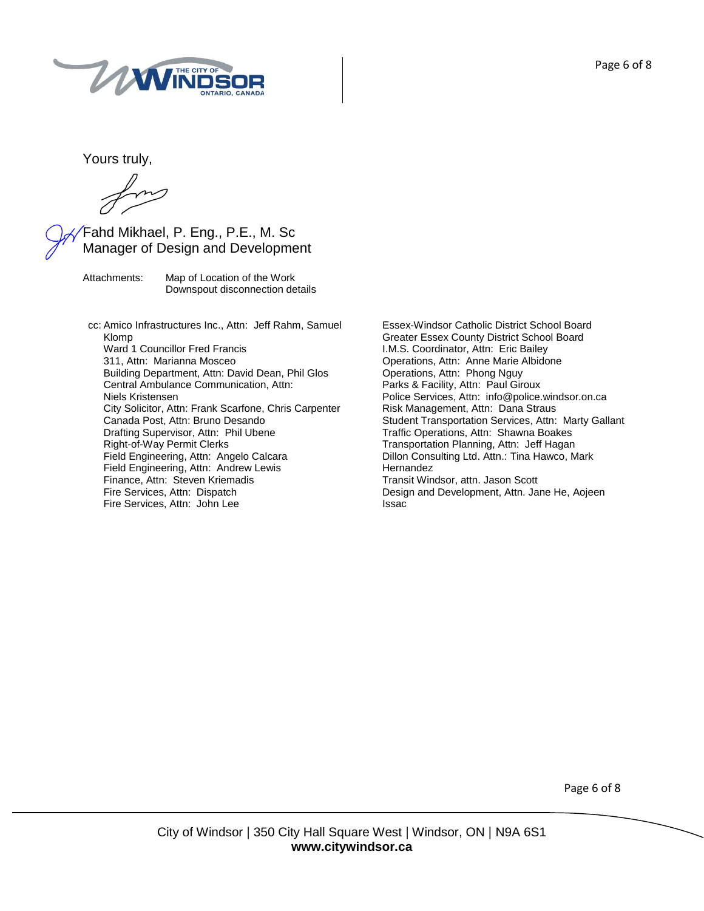Yours truly,

Fahd Mikhael, P. Eng., P.E., M. Sc
Manager of Design and Development

Attachments: Map of Location of the Work
Downspout disconnection details

cc: Amico Infrastructures Inc., Attn: Jeff Rahm, Samuel Klomp
Ward 1 Councillor Fred Francis
311, Attn: Marianna Mosceo
Building Department, Attn: David Dean, Phil Glos
Central Ambulance Communication, Attn: Niels Kristensen
City Solicitor, Attn: Frank Scarfone, Chris Carpenter
Canada Post, Attn: Bruno Desando
Drafting Supervisor, Attn: Phil Ubene
Right-of-Way Permit Clerks
Field Engineering, Attn: Angelo Calcara
Field Engineering, Attn: Andrew Lewis
Finance, Attn: Steven Kriemadis
Fire Services, Attn: Dispatch
Fire Services, Attn: John Lee
Essex-Windsor Catholic District School Board
Greater Essex County District School Board
I.M.S. Coordinator, Attn: Eric Bailey
Operations, Attn: Anne Marie Albidone
Operations, Attn: Phong Nguy
Parks & Facility, Attn: Paul Giroux
Police Services, Attn: info@police.windsor.on.ca
Risk Management, Attn: Dana Straus
Student Transportation Services, Attn: Marty Gallant
Traffic Operations, Attn: Shawna Boakes
Transportation Planning, Attn: Jeff Hagan
Dillon Consulting Ltd. Attn.: Tina Hawco, Mark Hernandez
Transit Windsor, attn. Jason Scott
Design and Development, Attn. Jane He, Aojeen Issac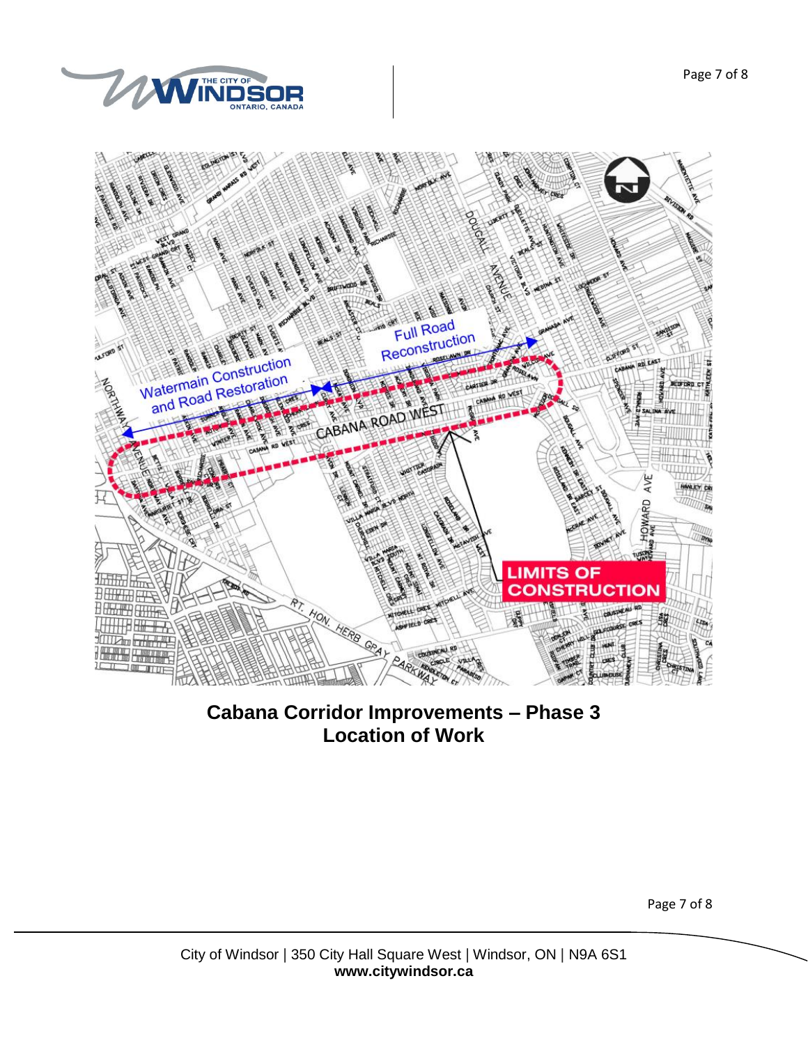**Cabana Corridor Improvements – Phase 3**
**Location of Work**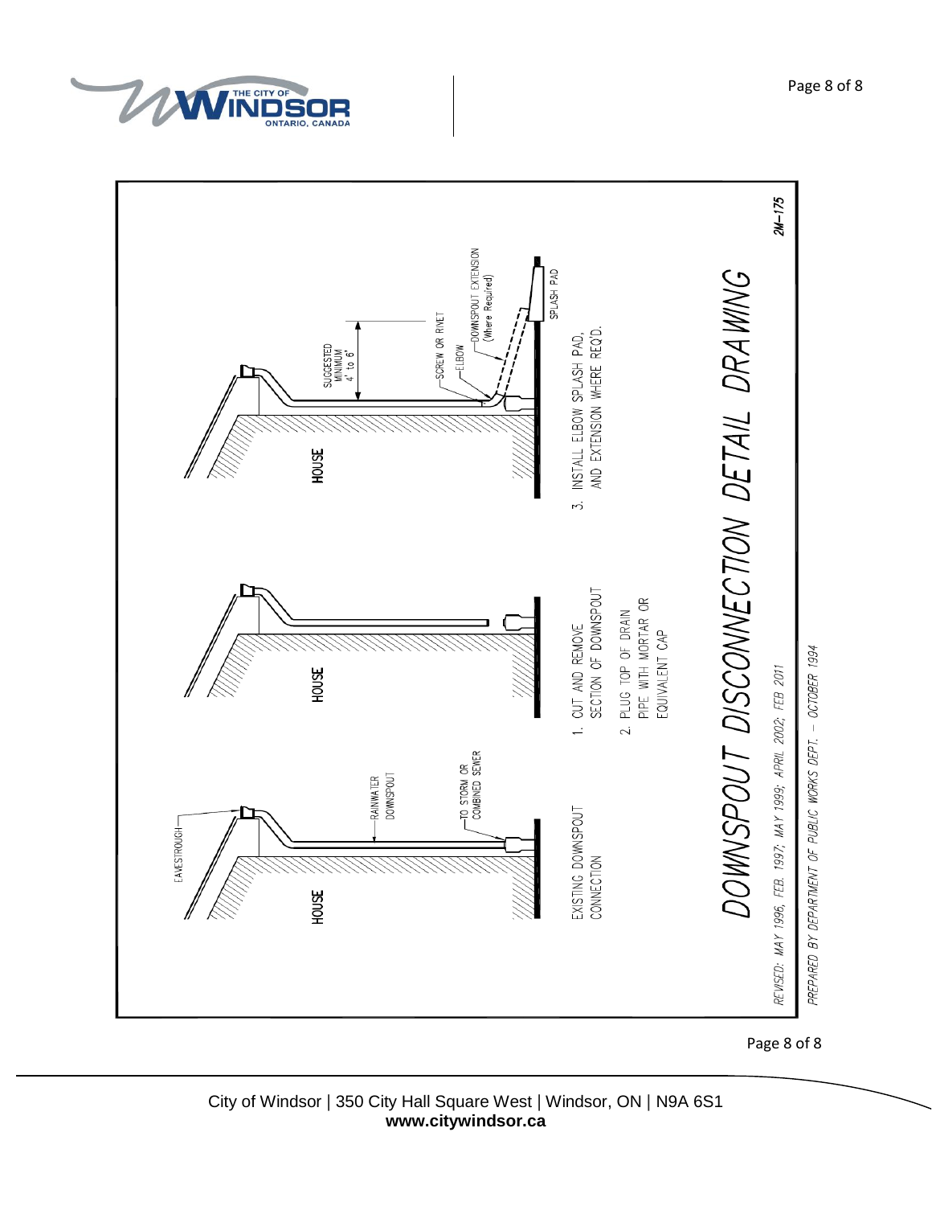# DOWNSPOUT DISCONNECTION DETAIL DRAWING

EAVESTROUGH

RAINWATER DOWNSPOUT

TO STORM OR COMBINED SEWER

HOUSE

EXISTING DOWNSPOUT CONNECTION

HOUSE

1. CUT AND REMOVE SECTION OF DOWNSPOUT
2. PLUG TOP OF DRAIN PIPE WITH MORTAR OR EQUIVALENT CAP

SUGGESTED MINIMUM 4' to 6'

SCREW OR RIVET

ELBOW

DOWNSPOUT EXTENSION (Where Required)

SPLASH PAD

HOUSE

3. INSTALL ELBOW SPLASH PAD, AND EXTENSION WHERE REQ'D.

2M-175

*REVISED: MAY 1996, FEB. 1997, MAY 1999, APRIL 2002, FEB 2011*

*PREPARED BY DEPARTMENT OF PUBLIC WORKS DEPT. – OCTOBER 1994*

City of Windsor | 350 City Hall Square West | Windsor, ON | N9A 6S1
**www.citywindsor.ca**